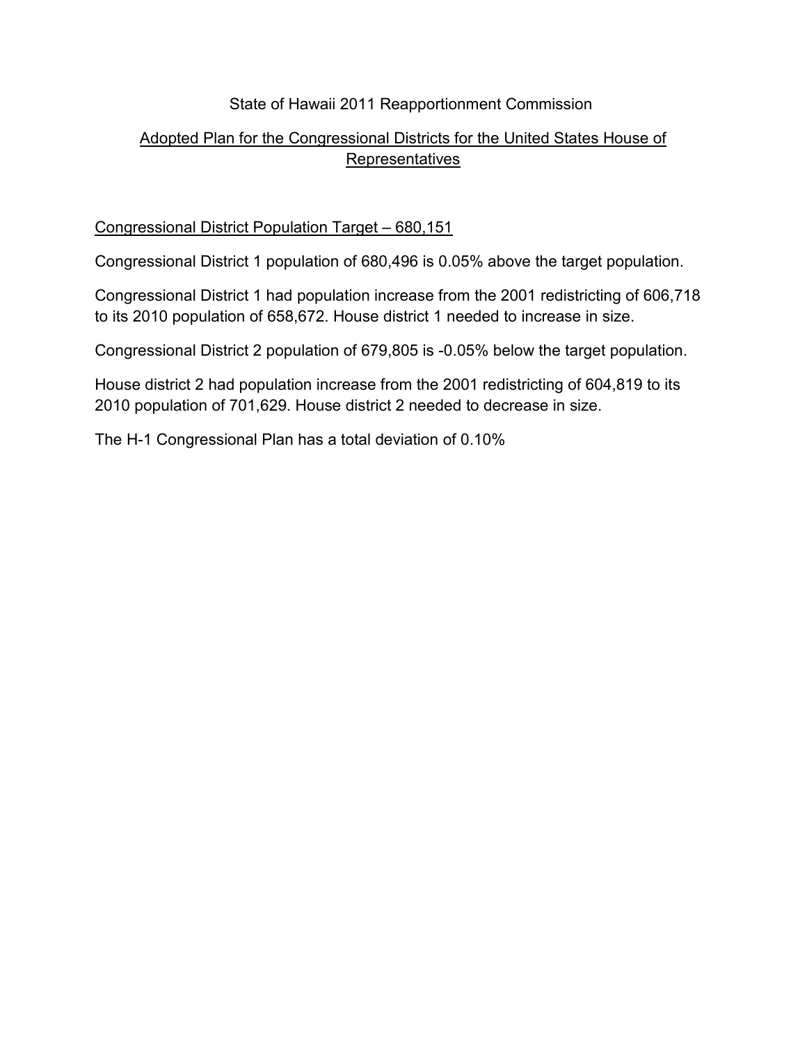State of Hawaii 2011 Reapportionment Commission

## Adopted Plan for the Congressional Districts for the United States House of Representatives

Congressional District Population Target – 680,151

Congressional District 1 population of 680,496 is 0.05% above the target population.

Congressional District 1 had population increase from the 2001 redistricting of 606,718 to its 2010 population of 658,672. House district 1 needed to increase in size.

Congressional District 2 population of 679,805 is -0.05% below the target population.

House district 2 had population increase from the 2001 redistricting of 604,819 to its 2010 population of 701,629. House district 2 needed to decrease in size.

The H-1 Congressional Plan has a total deviation of 0.10%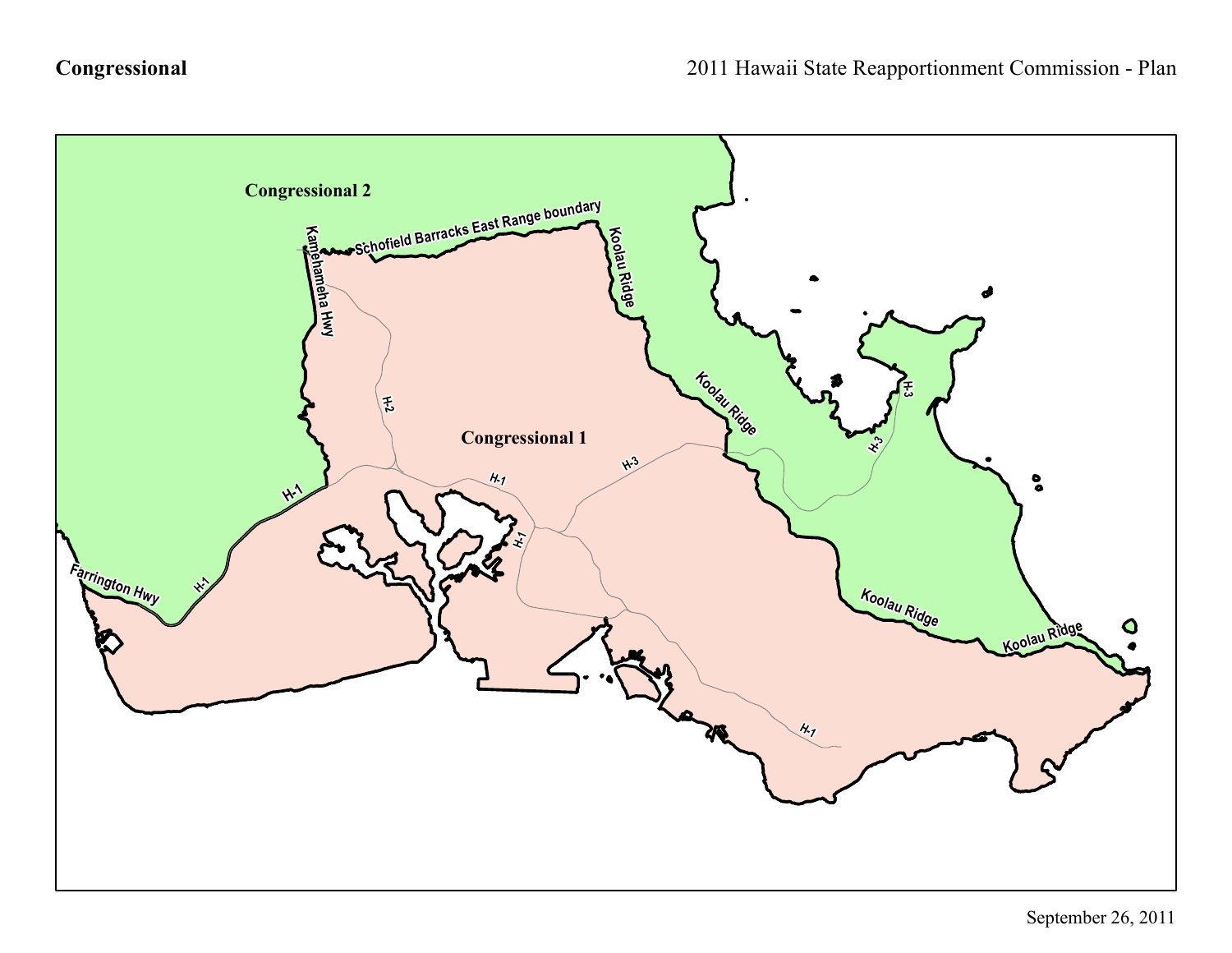**Congressional**

2011 Hawaii State Reapportionment Commission - Plan

Congressional 2

Congressional 1

Schofield Barracks East Range boundary

Kamehameha Hwy

Koolau Ridge

Koolau Ridge

Koolau Ridge

Koolau Ridge

H-1

H-1

H-1

H-1

H-1

H-2

H-3

H-3

H-3

Farrington Hwy

September 26, 2011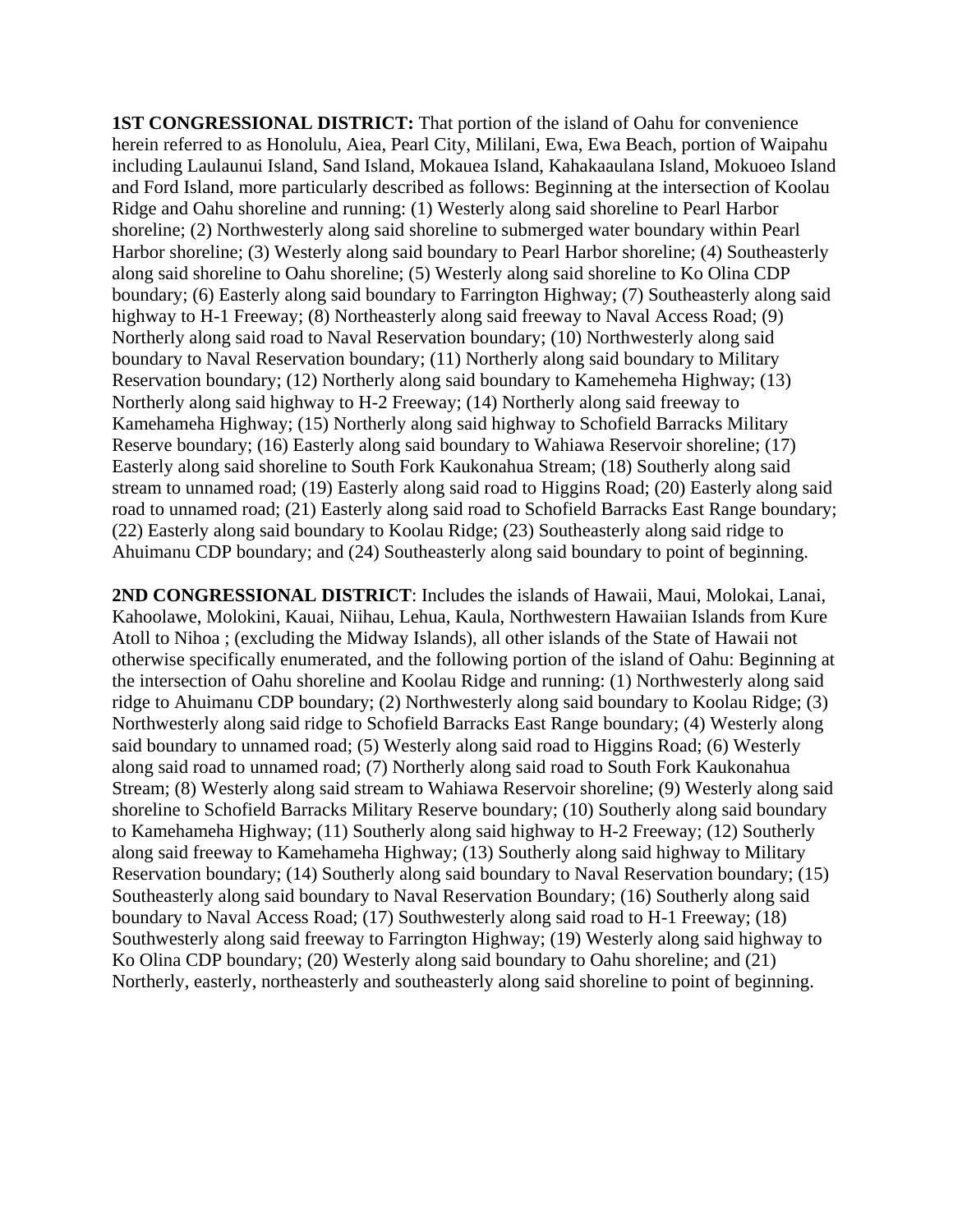**1ST CONGRESSIONAL DISTRICT:** That portion of the island of Oahu for convenience herein referred to as Honolulu, Aiea, Pearl City, Mililani, Ewa, Ewa Beach, portion of Waipahu including Laulaunui Island, Sand Island, Mokauea Island, Kahakaaulana Island, Mokuoeo Island and Ford Island, more particularly described as follows: Beginning at the intersection of Koolau Ridge and Oahu shoreline and running: (1) Westerly along said shoreline to Pearl Harbor shoreline; (2) Northwesterly along said shoreline to submerged water boundary within Pearl Harbor shoreline; (3) Westerly along said boundary to Pearl Harbor shoreline; (4) Southeasterly along said shoreline to Oahu shoreline; (5) Westerly along said shoreline to Ko Olina CDP boundary; (6) Easterly along said boundary to Farrington Highway; (7) Southeasterly along said highway to H-1 Freeway; (8) Northeasterly along said freeway to Naval Access Road; (9) Northerly along said road to Naval Reservation boundary; (10) Northwesterly along said boundary to Naval Reservation boundary; (11) Northerly along said boundary to Military Reservation boundary; (12) Northerly along said boundary to Kamehemeha Highway; (13) Northerly along said highway to H-2 Freeway; (14) Northerly along said freeway to Kamehameha Highway; (15) Northerly along said highway to Schofield Barracks Military Reserve boundary; (16) Easterly along said boundary to Wahiawa Reservoir shoreline; (17) Easterly along said shoreline to South Fork Kaukonahua Stream; (18) Southerly along said stream to unnamed road; (19) Easterly along said road to Higgins Road; (20) Easterly along said road to unnamed road; (21) Easterly along said road to Schofield Barracks East Range boundary; (22) Easterly along said boundary to Koolau Ridge; (23) Southeasterly along said ridge to Ahuimanu CDP boundary; and (24) Southeasterly along said boundary to point of beginning.

**2ND CONGRESSIONAL DISTRICT**: Includes the islands of Hawaii, Maui, Molokai, Lanai, Kahoolawe, Molokini, Kauai, Niihau, Lehua, Kaula, Northwestern Hawaiian Islands from Kure Atoll to Nihoa ; (excluding the Midway Islands), all other islands of the State of Hawaii not otherwise specifically enumerated, and the following portion of the island of Oahu: Beginning at the intersection of Oahu shoreline and Koolau Ridge and running: (1) Northwesterly along said ridge to Ahuimanu CDP boundary; (2) Northwesterly along said boundary to Koolau Ridge; (3) Northwesterly along said ridge to Schofield Barracks East Range boundary; (4) Westerly along said boundary to unnamed road; (5) Westerly along said road to Higgins Road; (6) Westerly along said road to unnamed road; (7) Northerly along said road to South Fork Kaukonahua Stream; (8) Westerly along said stream to Wahiawa Reservoir shoreline; (9) Westerly along said shoreline to Schofield Barracks Military Reserve boundary; (10) Southerly along said boundary to Kamehameha Highway; (11) Southerly along said highway to H-2 Freeway; (12) Southerly along said freeway to Kamehameha Highway; (13) Southerly along said highway to Military Reservation boundary; (14) Southerly along said boundary to Naval Reservation boundary; (15) Southeasterly along said boundary to Naval Reservation Boundary; (16) Southerly along said boundary to Naval Access Road; (17) Southwesterly along said road to H-1 Freeway; (18) Southwesterly along said freeway to Farrington Highway; (19) Westerly along said highway to Ko Olina CDP boundary; (20) Westerly along said boundary to Oahu shoreline; and (21) Northerly, easterly, northeasterly and southeasterly along said shoreline to point of beginning.